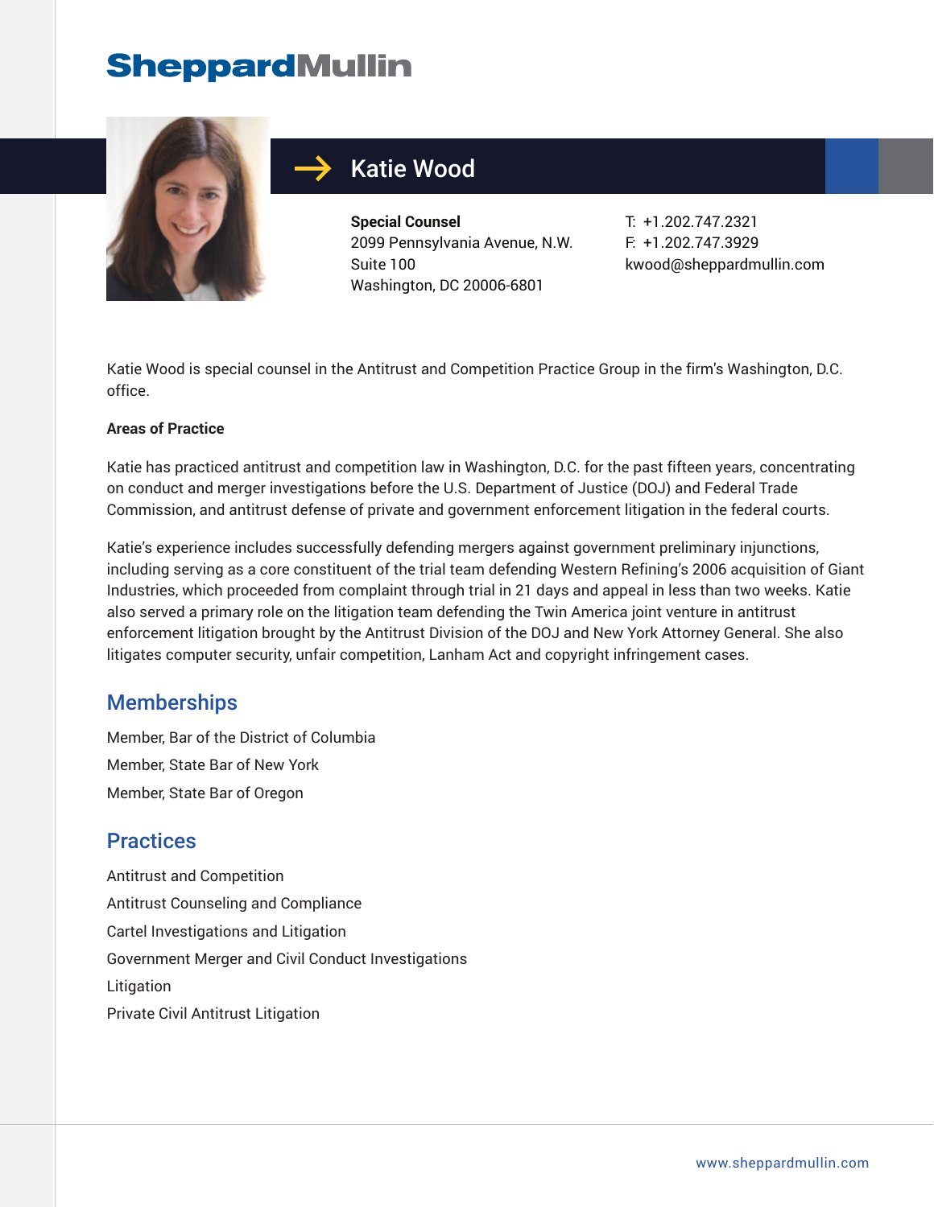# SheppardMullin

## Katie Woood

SheppardMullin

# Katie Wood

**Special Counsel**
2099 Pennsylvania Avenue, N.W.
Suite 100
Washington, DC 20006-6801

T: +1.202.747.2321
F: +1.202.747.3929
kwood@sheppardmullin.com

Katie Wood is special counsel in the Antitrust and Competition Practice Group in the firm's Washington, D.C. office.

**Areas of Practice**

Katie has practiced antitrust and competition law in Washington, D.C. for the past fifteen years, concentrating on conduct and merger investigations before the U.S. Department of Justice (DOJ) and Federal Trade Commission, and antitrust defense of private and government enforcement litigation in the federal courts.

Katie's experience includes successfully defending mergers against government preliminary injunctions, including serving as a core constituent of the trial team defending Western Refining's 2006 acquisition of Giant Industries, which proceeded from complaint through trial in 21 days and appeal in less than two weeks. Katie also served a primary role on the litigation team defending the Twin America joint venture in antitrust enforcement litigation brought by the Antitrust Division of the DOJ and New York Attorney General. She also litigates computer security, unfair competition, Lanham Act and copyright infringement cases.

## Memberships

Member, Bar of the District of Columbia

Member, State Bar of New York

Member, State Bar of Oregon

## Practices

Antitrust and Competition

Antitrust Counseling and Compliance

Cartel Investigations and Litigation

Government Merger and Civil Conduct Investigations

Litigation

Private Civil Antitrust Litigation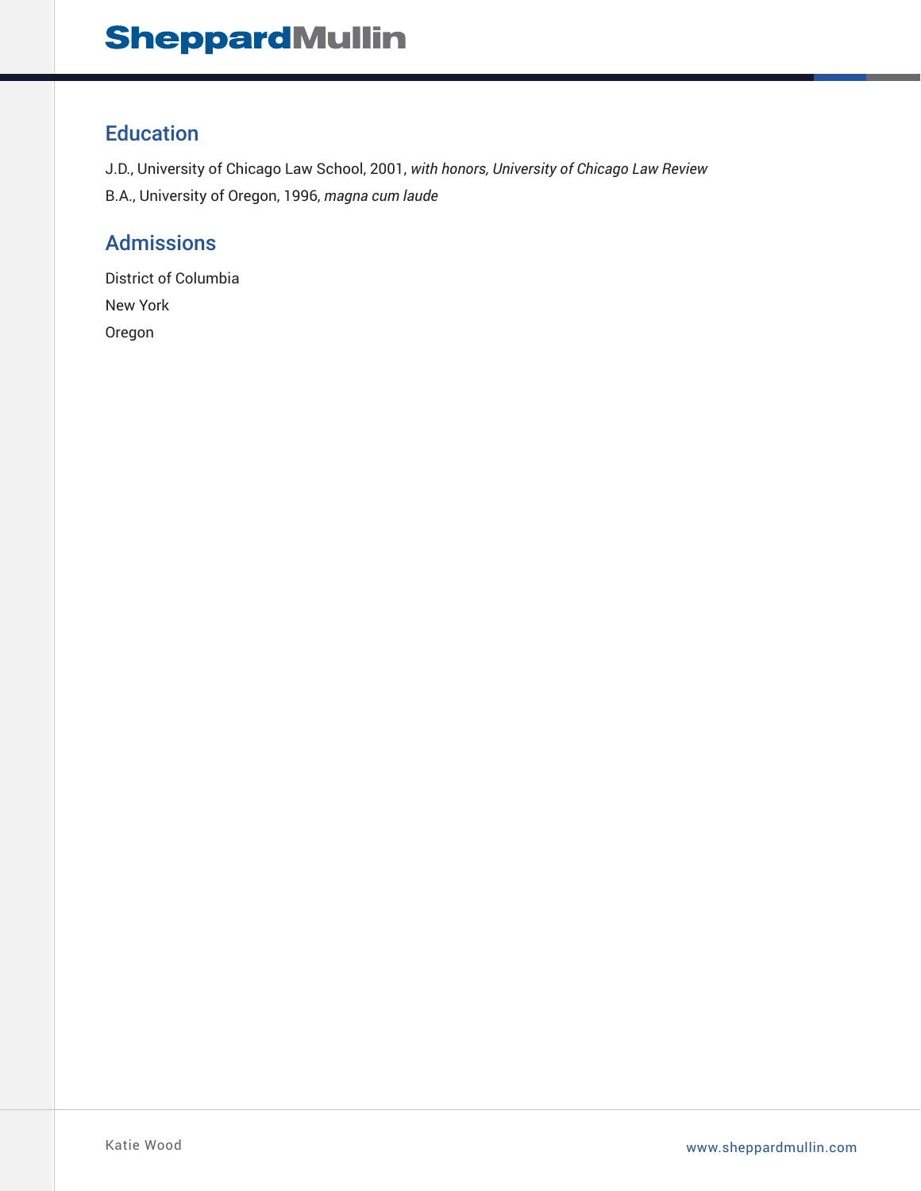## Education

J.D., University of Chicago Law School, 2001, *with honors, University of Chicago Law Review*

B.A., University of Oregon, 1996, *magna cum laude*

## Admissions

District of Columbia

New York

Oregon